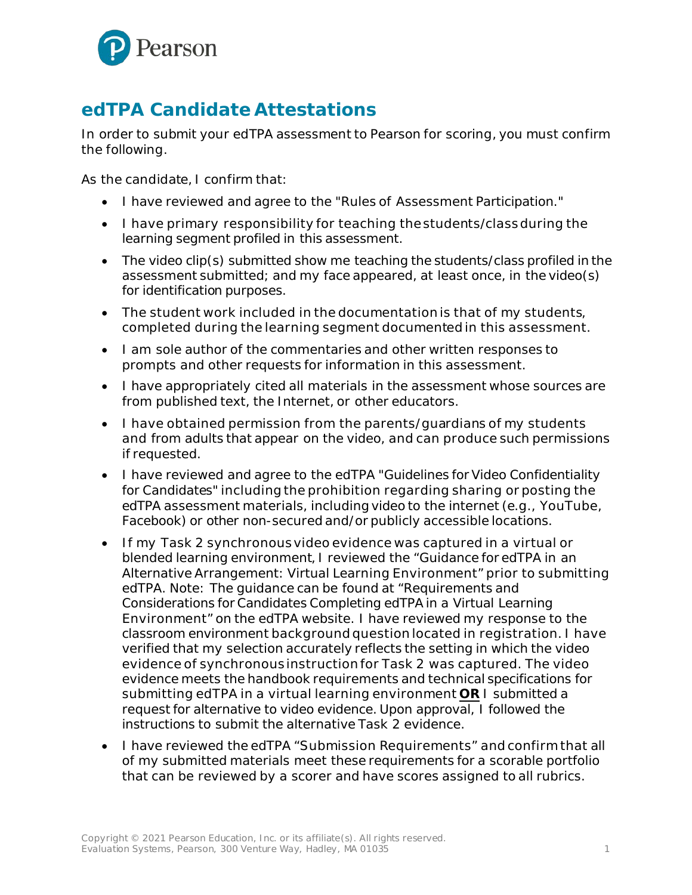# edTPA Candidate Attestations

In order to submit your edTPA assessment to Pearson for scoring, you must confirm the following.

As the candidate, I confirm that:

- I have reviewed and agree to the "Rules of Assessment Participation."
- I have primary responsibility for teaching the students/class during the learning segment profiled in this assessment.
- The video clip(s) submitted show me teaching the students/class profiled in the assessment submitted; and my face appeared, at least once, in the video(s) for identification purposes.
- The student work included in the documentation is that of my students, completed during the learning segment documented in this assessment.
- I am sole author of the commentaries and other written responses to prompts and other requests for information in this assessment.
- I have appropriately cited all materials in the assessment whose sources are from published text, the Internet, or other educators.
- I have obtained permission from the parents/guardians of my students and from adults that appear on the video, and can produce such permissions if requested.
- I have reviewed and agree to the edTPA "Guidelines for Video Confidentiality for Candidates" including the prohibition regarding sharing or posting the edTPA assessment materials, including video to the internet (e.g., YouTube, Facebook) or other non-secured and/or publicly accessible locations.
- If my Task 2 synchronous video evidence was captured in a virtual or blended learning environment, I reviewed the "Guidance for edTPA in an Alternative Arrangement: Virtual Learning Environment" prior to submitting edTPA. Note: The guidance can be found at "Requirements and Considerations for Candidates Completing edTPA in a Virtual Learning Environment" on the edTPA website. I have reviewed my response to the classroom environment background question located in registration. I have verified that my selection accurately reflects the setting in which the video evidence of synchronous instruction for Task 2 was captured. The video evidence meets the handbook requirements and technical specifications for submitting edTPA in a virtual learning environment **OR** I submitted a request for alternative to video evidence. Upon approval, I followed the instructions to submit the alternative Task 2 evidence.
- I have reviewed the edTPA "Submission Requirements" and confirm that all of my submitted materials meet these requirements for a scorable portfolio that can be reviewed by a scorer and have scores assigned to all rubrics.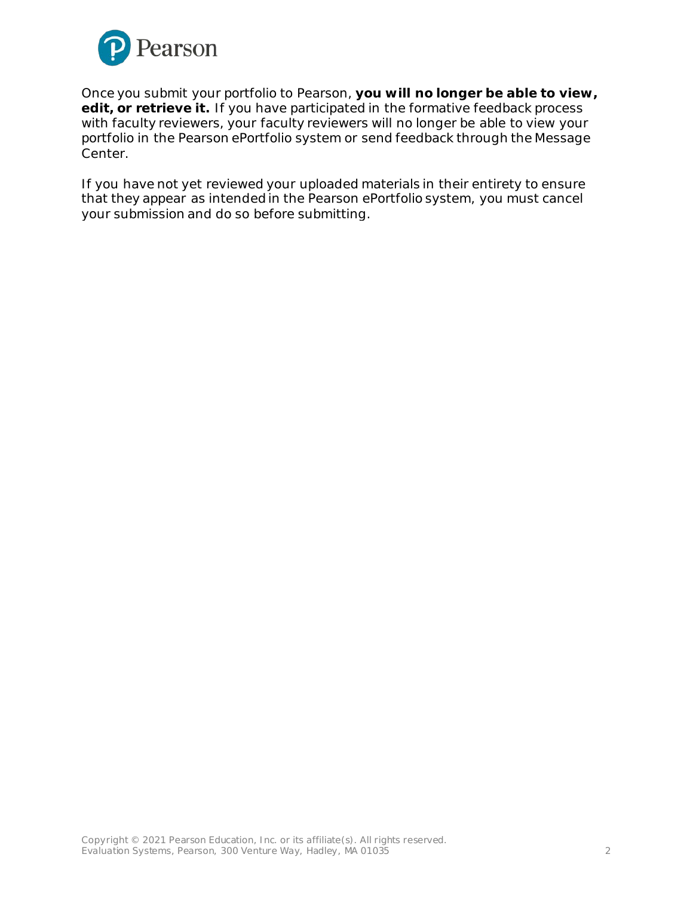Once you submit your portfolio to Pearson, **you will no longer be able to view, edit, or retrieve it.** If you have participated in the formative feedback process with faculty reviewers, your faculty reviewers will no longer be able to view your portfolio in the Pearson ePortfolio system or send feedback through the Message Center.

If you have not yet reviewed your uploaded materials in their entirety to ensure that they appear as intended in the Pearson ePortfolio system, you must cancel your submission and do so before submitting.